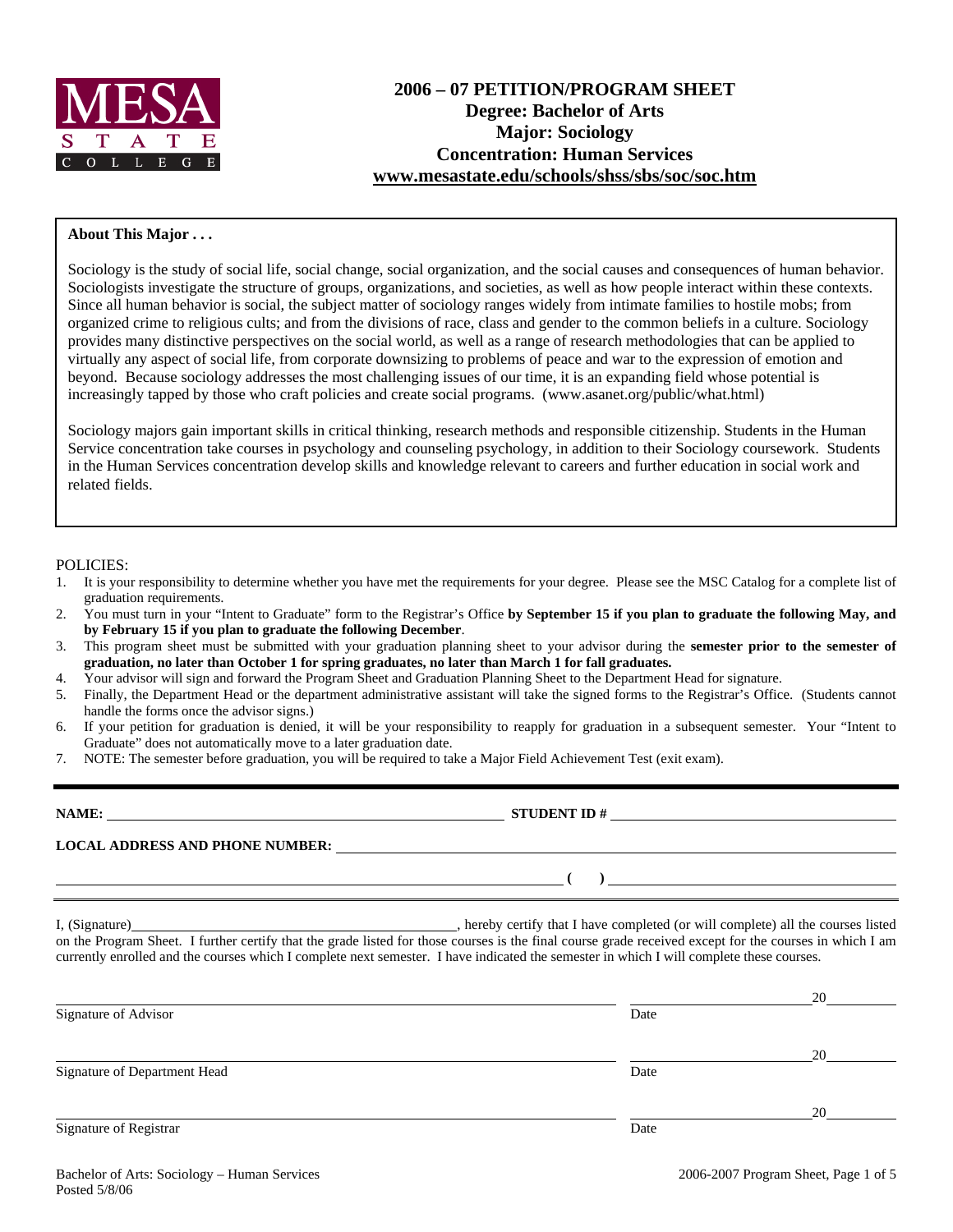MESA STATE COLLEGE

# 2006 – 07 PETITION/PROGRAM SHEET
## Degree: Bachelor of Arts
## Major: Sociology
## Concentration: Human Services
## www.mesastate.edu/schools/shss/sbs/soc/soc.htm

**About This Major . . .**

Sociology is the study of social life, social change, social organization, and the social causes and consequences of human behavior. Sociologists investigate the structure of groups, organizations, and societies, as well as how people interact within these contexts. Since all human behavior is social, the subject matter of sociology ranges widely from intimate families to hostile mobs; from organized crime to religious cults; and from the divisions of race, class and gender to the common beliefs in a culture. Sociology provides many distinctive perspectives on the social world, as well as a range of research methodologies that can be applied to virtually any aspect of social life, from corporate downsizing to problems of peace and war to the expression of emotion and beyond. Because sociology addresses the most challenging issues of our time, it is an expanding field whose potential is increasingly tapped by those who craft policies and create social programs. (www.asanet.org/public/what.html)

Sociology majors gain important skills in critical thinking, research methods and responsible citizenship. Students in the Human Service concentration take courses in psychology and counseling psychology, in addition to their Sociology coursework. Students in the Human Services concentration develop skills and knowledge relevant to careers and further education in social work and related fields.

POLICIES:

1. It is your responsibility to determine whether you have met the requirements for your degree. Please see the MSC Catalog for a complete list of graduation requirements.
2. You must turn in your "Intent to Graduate" form to the Registrar's Office **by September 15 if you plan to graduate the following May, and by February 15 if you plan to graduate the following December**.
3. This program sheet must be submitted with your graduation planning sheet to your advisor during the **semester prior to the semester of graduation, no later than October 1 for spring graduates, no later than March 1 for fall graduates.**
4. Your advisor will sign and forward the Program Sheet and Graduation Planning Sheet to the Department Head for signature.
5. Finally, the Department Head or the department administrative assistant will take the signed forms to the Registrar's Office. (Students cannot handle the forms once the advisor signs.)
6. If your petition for graduation is denied, it will be your responsibility to reapply for graduation in a subsequent semester. Your "Intent to Graduate" does not automatically move to a later graduation date.
7. NOTE: The semester before graduation, you will be required to take a Major Field Achievement Test (exit exam).

**NAME:** ______________________________ **STUDENT ID #** ______________________________

**LOCAL ADDRESS AND PHONE NUMBER:** ______________________________

______________________________ **( )** ______________________________

I, (Signature)______________________________, hereby certify that I have completed (or will complete) all the courses listed on the Program Sheet. I further certify that the grade listed for those courses is the final course grade received except for the courses in which I am currently enrolled and the courses which I complete next semester. I have indicated the semester in which I will complete these courses.

______________________________ ______________ 20____
Signature of Advisor Date

______________________________ ______________ 20____
Signature of Department Head Date

______________________________ ______________ 20____
Signature of Registrar Date

Bachelor of Arts: Sociology – Human Services
Posted 5/8/06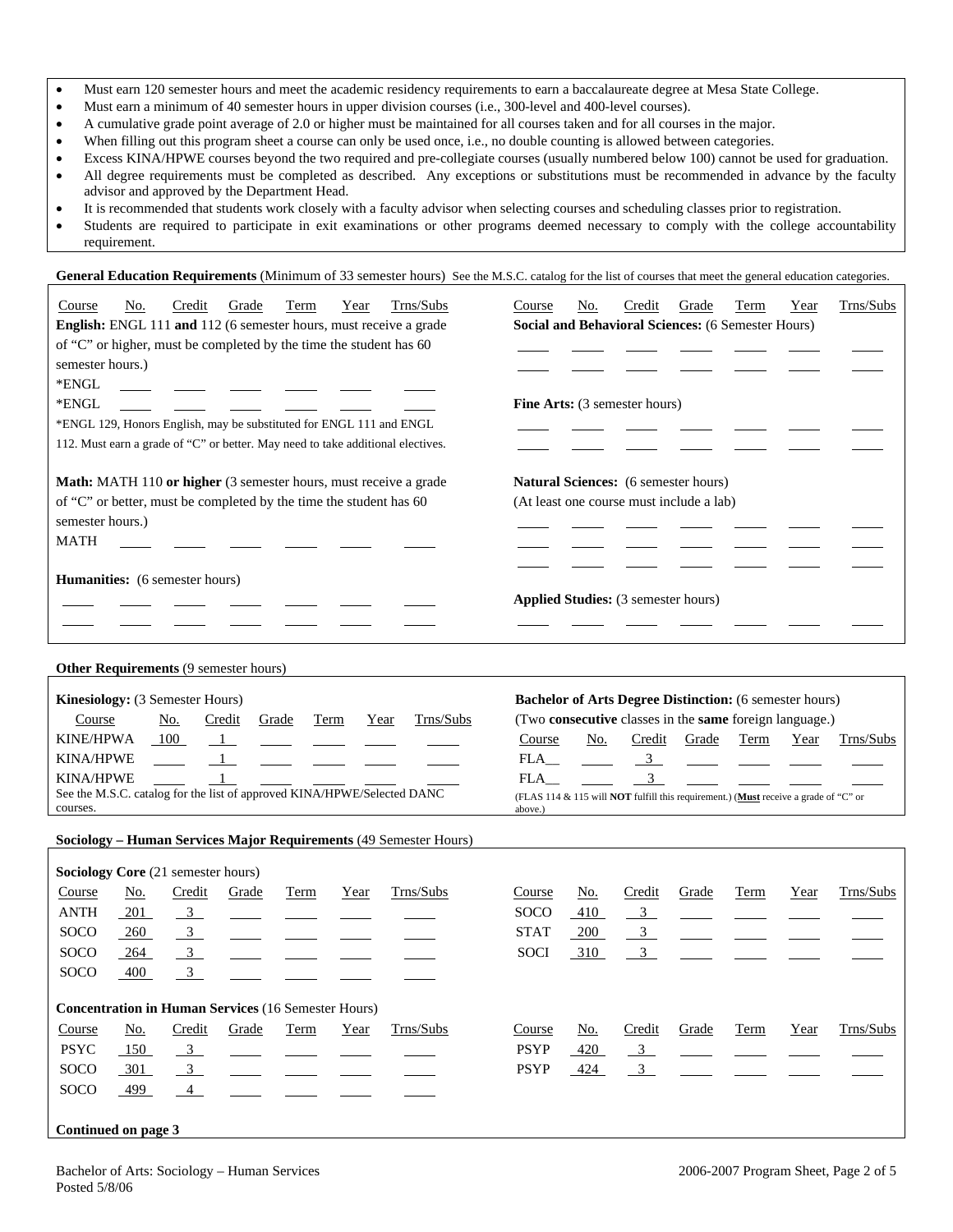- Must earn 120 semester hours and meet the academic residency requirements to earn a baccalaureate degree at Mesa State College.
- Must earn a minimum of 40 semester hours in upper division courses (i.e., 300-level and 400-level courses).
- A cumulative grade point average of 2.0 or higher must be maintained for all courses taken and for all courses in the major.
- When filling out this program sheet a course can only be used once, i.e., no double counting is allowed between categories.
- Excess KINA/HPWE courses beyond the two required and pre-collegiate courses (usually numbered below 100) cannot be used for graduation.
- All degree requirements must be completed as described. Any exceptions or substitutions must be recommended in advance by the faculty advisor and approved by the Department Head.
- It is recommended that students work closely with a faculty advisor when selecting courses and scheduling classes prior to registration.
- Students are required to participate in exit examinations or other programs deemed necessary to comply with the college accountability requirement.

**General Education Requirements** (Minimum of 33 semester hours) See the M.S.C. catalog for the list of courses that meet the general education categories.

| Course | No. | Credit | Grade | Term | Year | Trns/Subs |
|---|---|---|---|---|---|---|
| **English:** ENGL 111 **and** 112 (6 semester hours, must receive a grade of "C" or higher, must be completed by the time the student has 60 semester hours.) | | | | | | |
| *ENGL | | | | | | |
| *ENGL | | | | | | |

*ENGL 129, Honors English, may be substituted for ENGL 111 and ENGL 112. Must earn a grade of "C" or better. May need to take additional electives.

| Course | No. | Credit | Grade | Term | Year | Trns/Subs |
|---|---|---|---|---|---|---|
| **Math:** MATH 110 **or higher** (3 semester hours, must receive a grade of "C" or better, must be completed by the time the student has 60 semester hours.) | | | | | | |
| MATH | | | | | | |
| **Humanities:** (6 semester hours) | | | | | | |
| | | | | | | |
| | | | | | | |
| **Social and Behavioral Sciences:** (6 Semester Hours) | | | | | | |
| | | | | | | |
| | | | | | | |
| **Fine Arts:** (3 semester hours) | | | | | | |
| | | | | | | |
| | | | | | | |
| **Natural Sciences:** (6 semester hours) (At least one course must include a lab) | | | | | | |
| | | | | | | |
| | | | | | | |
| | | | | | | |
| **Applied Studies:** (3 semester hours) | | | | | | |
| | | | | | | |

**Other Requirements** (9 semester hours)

**Kinesiology:** (3 Semester Hours)

| Course | No. | Credit | Grade | Term | Year | Trns/Subs |
|---|---|---|---|---|---|---|
| KINE/HPWA | 100 | 1 | | | | |
| KINA/HPWE | | 1 | | | | |
| KINA/HPWE | | 1 | | | | |

See the M.S.C. catalog for the list of approved KINA/HPWE/Selected DANC courses.

**Bachelor of Arts Degree Distinction:** (6 semester hours)
(Two **consecutive** classes in the **same** foreign language.)

| Course | No. | Credit | Grade | Term | Year | Trns/Subs |
|---|---|---|---|---|---|---|
| FLA__ | | 3 | | | | |
| FLA__ | | 3 | | | | |

(FLAS 114 & 115 will **NOT** fulfill this requirement.) (**Must** receive a grade of "C" or above.)

**Sociology – Human Services Major Requirements** (49 Semester Hours)

**Sociology Core** (21 semester hours)

| Course | No. | Credit | Grade | Term | Year | Trns/Subs |
|---|---|---|---|---|---|---|
| ANTH | 201 | 3 | | | | |
| SOCO | 260 | 3 | | | | |
| SOCO | 264 | 3 | | | | |
| SOCO | 400 | 3 | | | | |
| SOCO | 410 | 3 | | | | |
| STAT | 200 | 3 | | | | |
| SOCI | 310 | 3 | | | | |

**Concentration in Human Services** (16 Semester Hours)

| Course | No. | Credit | Grade | Term | Year | Trns/Subs |
|---|---|---|---|---|---|---|
| PSYC | 150 | 3 | | | | |
| SOCO | 301 | 3 | | | | |
| SOCO | 499 | 4 | | | | |
| PSYP | 420 | 3 | | | | |
| PSYP | 424 | 3 | | | | |

**Continued on page 3**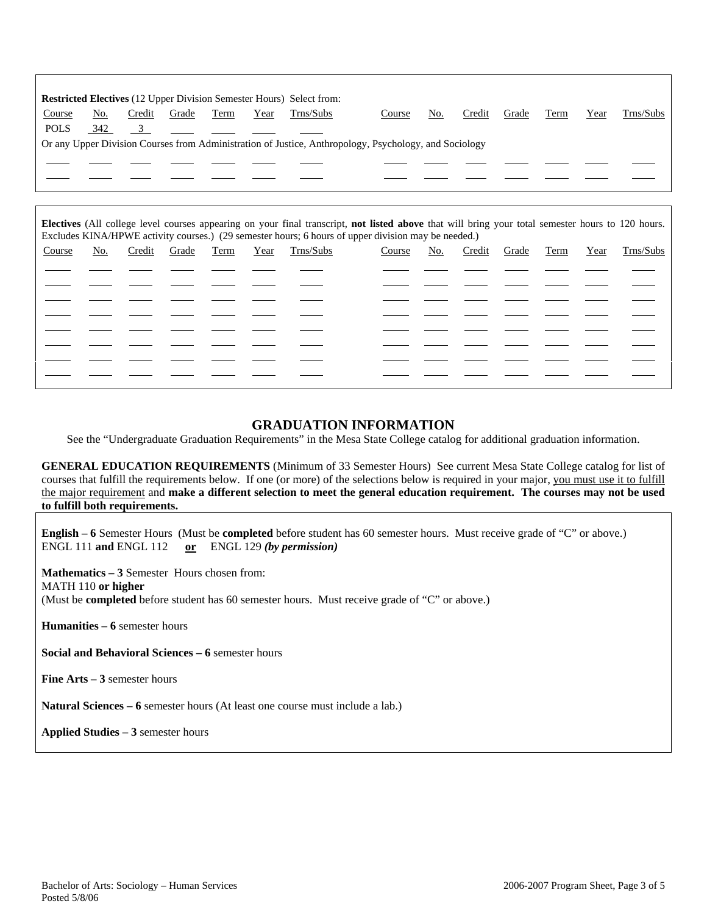**Restricted Electives** (12 Upper Division Semester Hours) Select from:

| Course | No. | Credit | Grade | Term | Year | Trns/Subs | Course | No. | Credit | Grade | Term | Year | Trns/Subs |
|---|---|---|---|---|---|---|---|---|---|---|---|---|---|
| POLS | 342 | 3 | | | | | | | | | | | |

Or any Upper Division Courses from Administration of Justice, Anthropology, Psychology, and Sociology

| Course | No. | Credit | Grade | Term | Year | Trns/Subs | Course | No. | Credit | Grade | Term | Year | Trns/Subs |
|---|---|---|---|---|---|---|---|---|---|---|---|---|---|
| | | | | | | | | | | | | | |
| | | | | | | | | | | | | | |

**Electives** (All college level courses appearing on your final transcript, **not listed above** that will bring your total semester hours to 120 hours. Excludes KINA/HPWE activity courses.) (29 semester hours; 6 hours of upper division may be needed.)

| Course | No. | Credit | Grade | Term | Year | Trns/Subs | Course | No. | Credit | Grade | Term | Year | Trns/Subs |
|---|---|---|---|---|---|---|---|---|---|---|---|---|---|
| | | | | | | | | | | | | | |
| | | | | | | | | | | | | | |
| | | | | | | | | | | | | | |
| | | | | | | | | | | | | | |
| | | | | | | | | | | | | | |
| | | | | | | | | | | | | | |
| | | | | | | | | | | | | | |
| | | | | | | | | | | | | | |

## GRADUATION INFORMATION

See the "Undergraduate Graduation Requirements" in the Mesa State College catalog for additional graduation information.

**GENERAL EDUCATION REQUIREMENTS** (Minimum of 33 Semester Hours) See current Mesa State College catalog for list of courses that fulfill the requirements below. If one (or more) of the selections below is required in your major, you must use it to fulfill the major requirement and **make a different selection to meet the general education requirement. The courses may not be used to fulfill both requirements.**

**English – 6** Semester Hours (Must be **completed** before student has 60 semester hours. Must receive grade of "C" or above.)
ENGL 111 **and** ENGL 112 **or** ENGL 129 ***(by permission)***

**Mathematics – 3** Semester Hours chosen from:
MATH 110 **or higher**
(Must be **completed** before student has 60 semester hours. Must receive grade of "C" or above.)

**Humanities – 6** semester hours

**Social and Behavioral Sciences – 6** semester hours

**Fine Arts – 3** semester hours

**Natural Sciences – 6** semester hours (At least one course must include a lab.)

**Applied Studies – 3** semester hours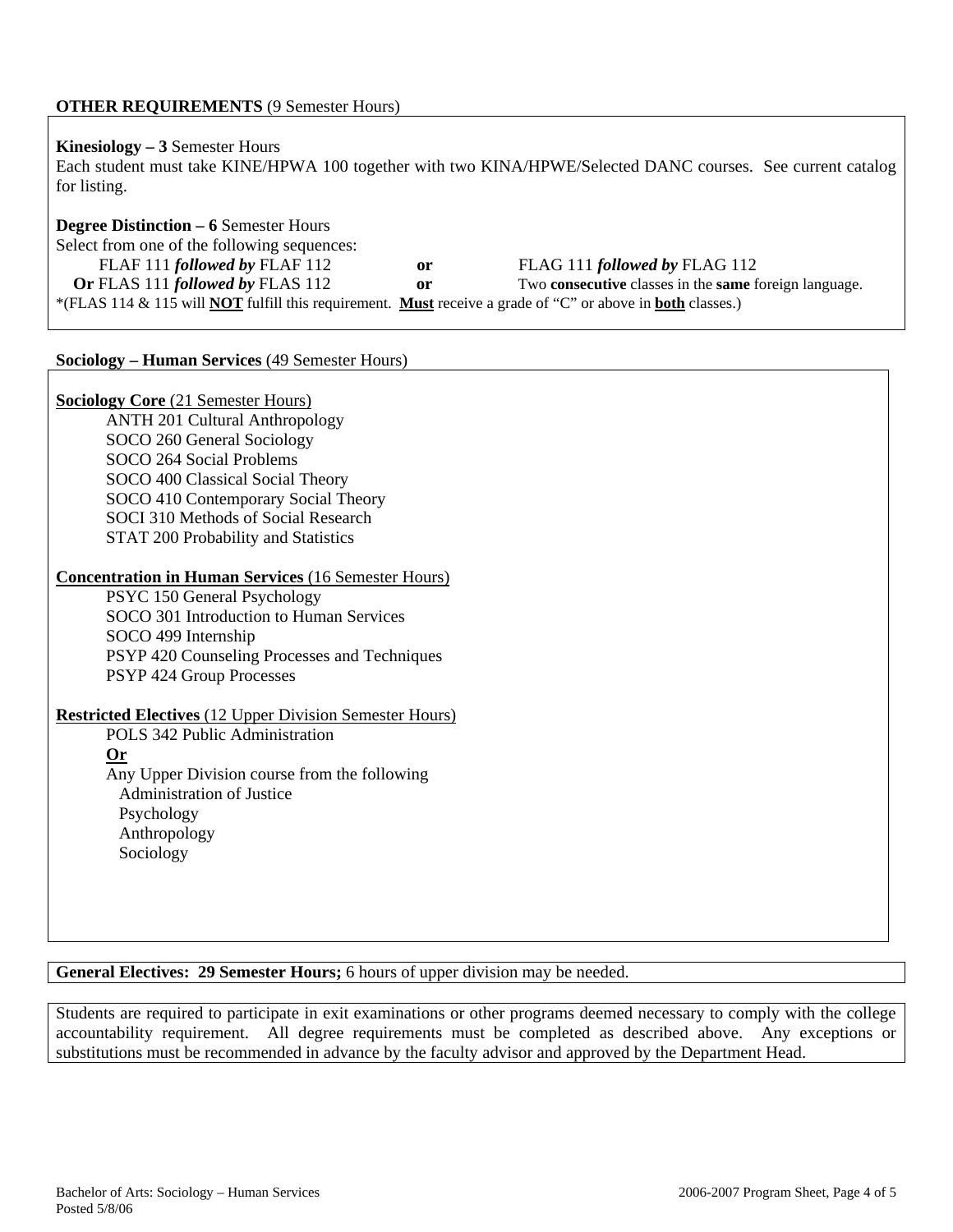**OTHER REQUIREMENTS** (9 Semester Hours)

**Kinesiology – 3** Semester Hours
Each student must take KINE/HPWA 100 together with two KINA/HPWE/Selected DANC courses. See current catalog for listing.

**Degree Distinction – 6** Semester Hours
Select from one of the following sequences:

FLAF 111 ***followed by*** FLAF 112 **or** FLAG 111 ***followed by*** FLAG 112
**Or** FLAS 111 ***followed by*** FLAS 112 **or** Two **consecutive** classes in the **same** foreign language.

*(FLAS 114 & 115 will **NOT** fulfill this requirement. **Must** receive a grade of "C" or above in **both** classes.)

**Sociology – Human Services** (49 Semester Hours)

**Sociology Core** (21 Semester Hours)

- ANTH 201 Cultural Anthropology
- SOCO 260 General Sociology
- SOCO 264 Social Problems
- SOCO 400 Classical Social Theory
- SOCO 410 Contemporary Social Theory
- SOCI 310 Methods of Social Research
- STAT 200 Probability and Statistics

**Concentration in Human Services** (16 Semester Hours)

- PSYC 150 General Psychology
- SOCO 301 Introduction to Human Services
- SOCO 499 Internship
- PSYP 420 Counseling Processes and Techniques
- PSYP 424 Group Processes

**Restricted Electives** (12 Upper Division Semester Hours)

POLS 342 Public Administration
**Or**
Any Upper Division course from the following
- Administration of Justice
- Psychology
- Anthropology
- Sociology

**General Electives: 29 Semester Hours;** 6 hours of upper division may be needed.

Students are required to participate in exit examinations or other programs deemed necessary to comply with the college accountability requirement. All degree requirements must be completed as described above. Any exceptions or substitutions must be recommended in advance by the faculty advisor and approved by the Department Head.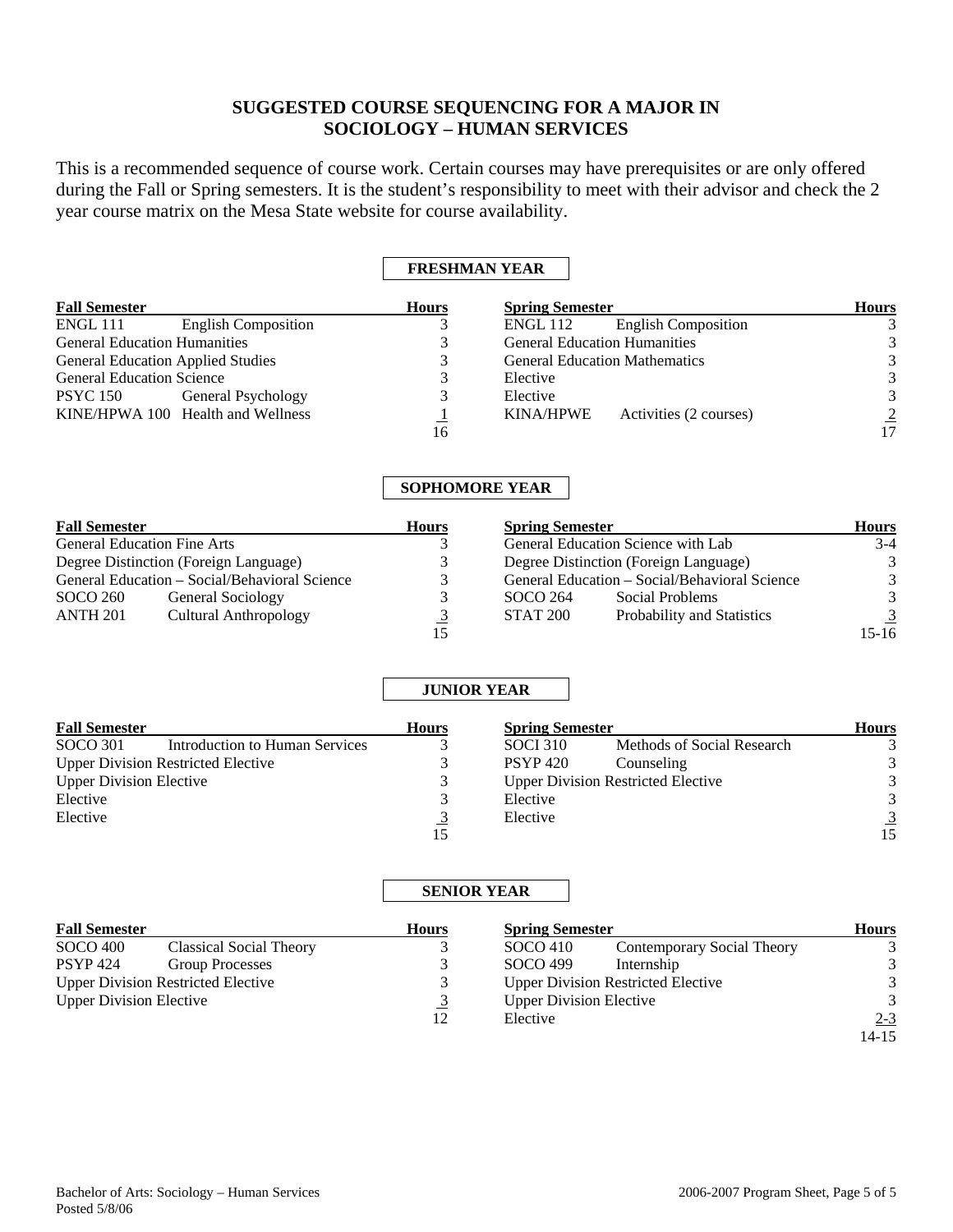## SUGGESTED COURSE SEQUENCING FOR A MAJOR IN SOCIOLOGY – HUMAN SERVICES

This is a recommended sequence of course work. Certain courses may have prerequisites or are only offered during the Fall or Spring semesters. It is the student's responsibility to meet with their advisor and check the 2 year course matrix on the Mesa State website for course availability.

### FRESHMAN YEAR

| Fall Semester | | Hours | Spring Semester | | Hours |
|---|---|---|---|---|---|
| ENGL 111 | English Composition | 3 | ENGL 112 | English Composition | 3 |
| General Education Humanities | | 3 | General Education Humanities | | 3 |
| General Education Applied Studies | | 3 | General Education Mathematics | | 3 |
| General Education Science | | 3 | Elective | | 3 |
| PSYC 150 | General Psychology | 3 | Elective | | 3 |
| KINE/HPWA 100 | Health and Wellness | 1 | KINA/HPWE | Activities (2 courses) | 2 |
| | | 16 | | | 17 |

### SOPHOMORE YEAR

| Fall Semester | | Hours | Spring Semester | | Hours |
|---|---|---|---|---|---|
| General Education Fine Arts | | 3 | General Education Science with Lab | | 3-4 |
| Degree Distinction (Foreign Language) | | 3 | Degree Distinction (Foreign Language) | | 3 |
| General Education – Social/Behavioral Science | | 3 | General Education – Social/Behavioral Science | | 3 |
| SOCO 260 | General Sociology | 3 | SOCO 264 | Social Problems | 3 |
| ANTH 201 | Cultural Anthropology | 3 | STAT 200 | Probability and Statistics | 3 |
| | | 15 | | | 15-16 |

### JUNIOR YEAR

| Fall Semester | | Hours | Spring Semester | | Hours |
|---|---|---|---|---|---|
| SOCO 301 | Introduction to Human Services | 3 | SOCI 310 | Methods of Social Research | 3 |
| Upper Division Restricted Elective | | 3 | PSYP 420 | Counseling | 3 |
| Upper Division Elective | | 3 | Upper Division Restricted Elective | | 3 |
| Elective | | 3 | Elective | | 3 |
| Elective | | 3 | Elective | | 3 |
| | | 15 | | | 15 |

### SENIOR YEAR

| Fall Semester | | Hours | Spring Semester | | Hours |
|---|---|---|---|---|---|
| SOCO 400 | Classical Social Theory | 3 | SOCO 410 | Contemporary Social Theory | 3 |
| PSYP 424 | Group Processes | 3 | SOCO 499 | Internship | 3 |
| Upper Division Restricted Elective | | 3 | Upper Division Restricted Elective | | 3 |
| Upper Division Elective | | 3 | Upper Division Elective | | 3 |
| | | 12 | Elective | | 2-3 |
| | | | | | 14-15 |

Bachelor of Arts: Sociology – Human Services
Posted 5/8/06